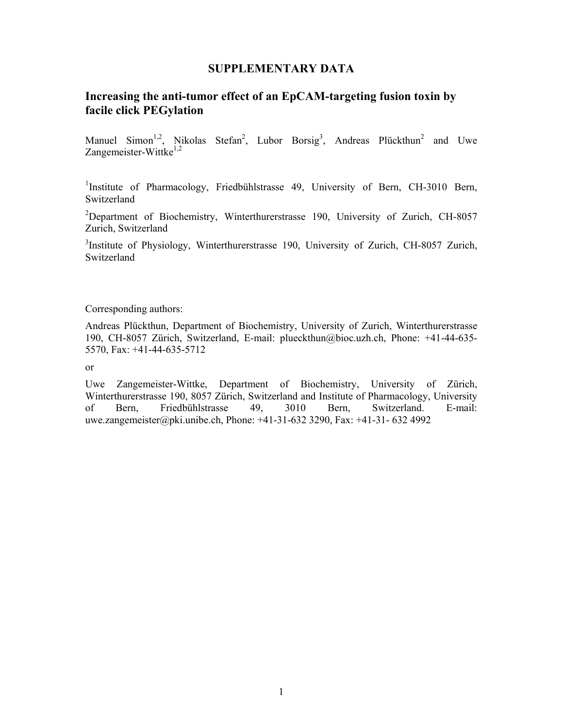# SUPPLEMENTARY DATA

## Increasing the anti-tumor effect of an EpCAM-targeting fusion toxin by facile click PEGylation

Manuel Simon[1,2], Nikolas Stefan[2], Lubor Borsig[3], Andreas Plückthun[2] and Uwe Zangemeister-Wittke[1,2]

[1]Institute of Pharmacology, Friedbühlstrasse 49, University of Bern, CH-3010 Bern, Switzerland

[2]Department of Biochemistry, Winterthurerstrasse 190, University of Zurich, CH-8057 Zurich, Switzerland

[3]Institute of Physiology, Winterthurerstrasse 190, University of Zurich, CH-8057 Zurich, Switzerland

Corresponding authors:

Andreas Plückthun, Department of Biochemistry, University of Zurich, Winterthurerstrasse 190, CH-8057 Zürich, Switzerland, E-mail: plueckthun@bioc.uzh.ch, Phone: +41-44-635-5570, Fax: +41-44-635-5712

or

Uwe Zangemeister-Wittke, Department of Biochemistry, University of Zürich, Winterthurerstrasse 190, 8057 Zürich, Switzerland and Institute of Pharmacology, University of Bern, Friedbühlstrasse 49, 3010 Bern, Switzerland. E-mail: uwe.zangemeister@pki.unibe.ch, Phone: +41-31-632 3290, Fax: +41-31- 632 4992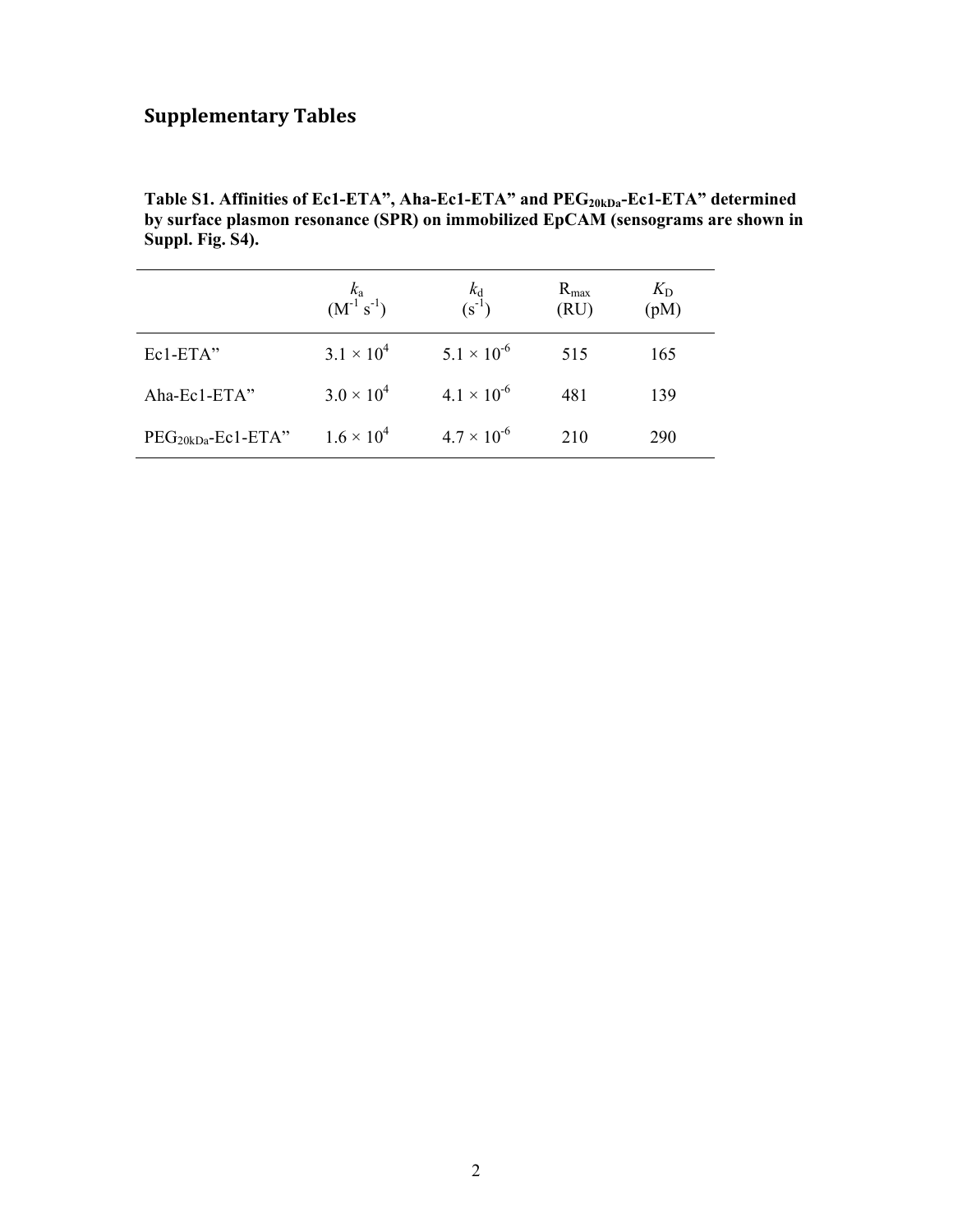## Supplementary Tables

**Table S1. Affinities of Ec1-ETA", Aha-Ec1-ETA" and $PEG_{20kDa}$-Ec1-ETA" determined by surface plasmon resonance (SPR) on immobilized EpCAM (sensograms are shown in Suppl. Fig. S4).**

| | $k_a$ ($M^{-1}$ $s^{-1}$) | $k_d$ ($s^{-1}$) | $R_{max}$ (RU) | $K_D$ (pM) |
|---|---|---|---|---|
| Ec1-ETA" | $3.1 \times 10^4$ | $5.1 \times 10^{-6}$ | 515 | 165 |
| Aha-Ec1-ETA" | $3.0 \times 10^4$ | $4.1 \times 10^{-6}$ | 481 | 139 |
| $PEG_{20kDa}$-Ec1-ETA" | $1.6 \times 10^4$ | $4.7 \times 10^{-6}$ | 210 | 290 |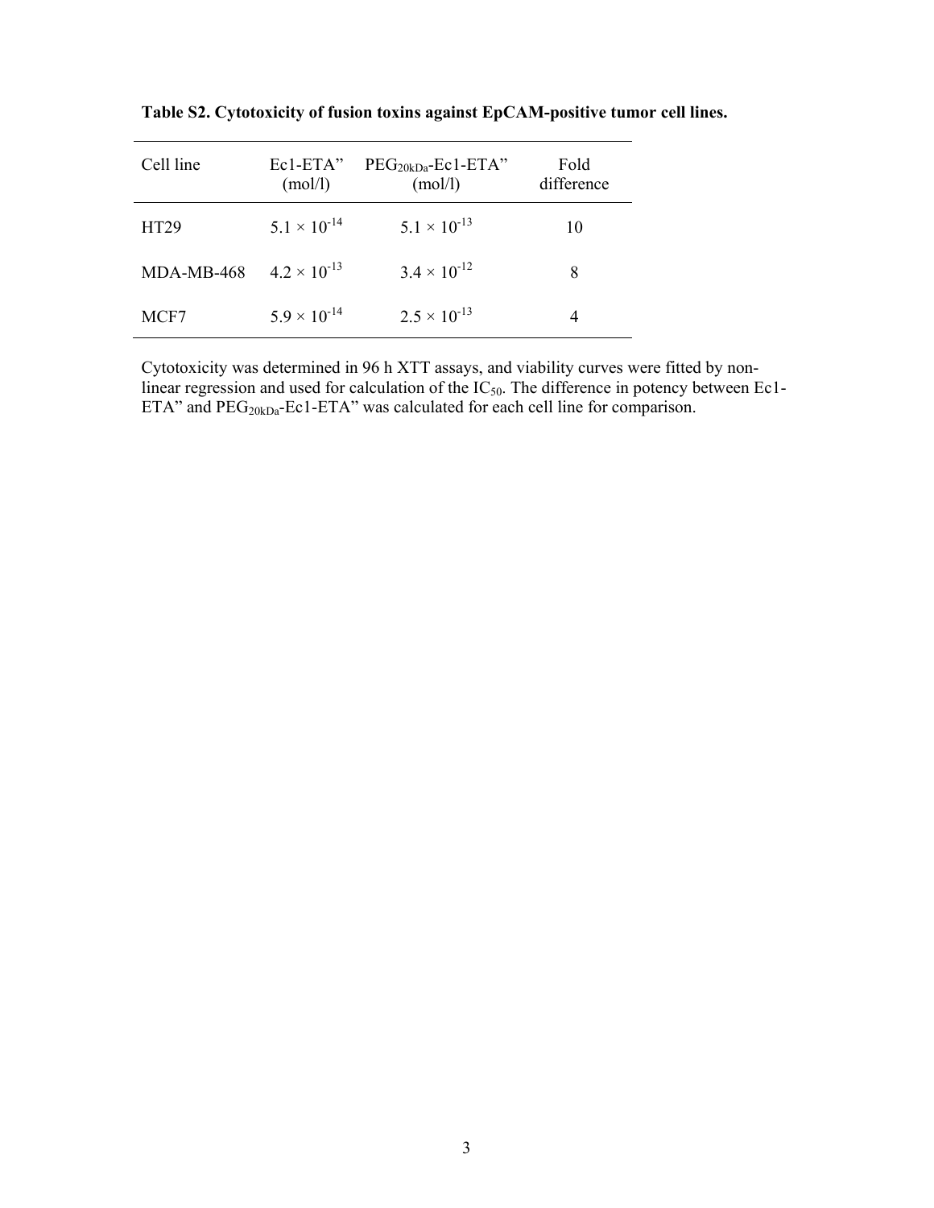**Table S2. Cytotoxicity of fusion toxins against EpCAM-positive tumor cell lines.**

| Cell line | Ec1-ETA" (mol/l) | $PEG_{20kDa}$-Ec1-ETA" (mol/l) | Fold difference |
|---|---|---|---|
| HT29 | $5.1 \times 10^{-14}$ | $5.1 \times 10^{-13}$ | 10 |
| MDA-MB-468 | $4.2 \times 10^{-13}$ | $3.4 \times 10^{-12}$ | 8 |
| MCF7 | $5.9 \times 10^{-14}$ | $2.5 \times 10^{-13}$ | 4 |

Cytotoxicity was determined in 96 h XTT assays, and viability curves were fitted by non-linear regression and used for calculation of the $IC_{50}$. The difference in potency between Ec1-ETA" and $PEG_{20kDa}$-Ec1-ETA" was calculated for each cell line for comparison.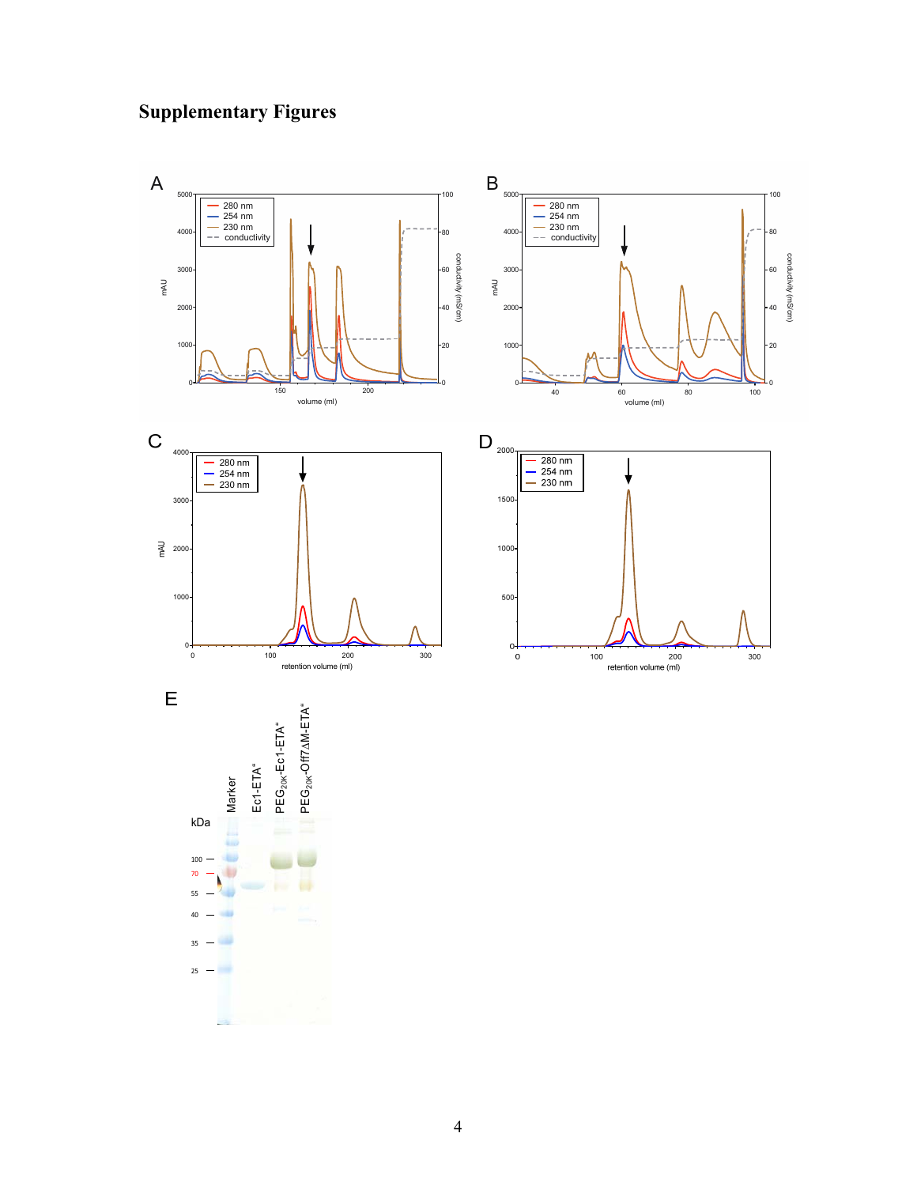# Supplementary Figures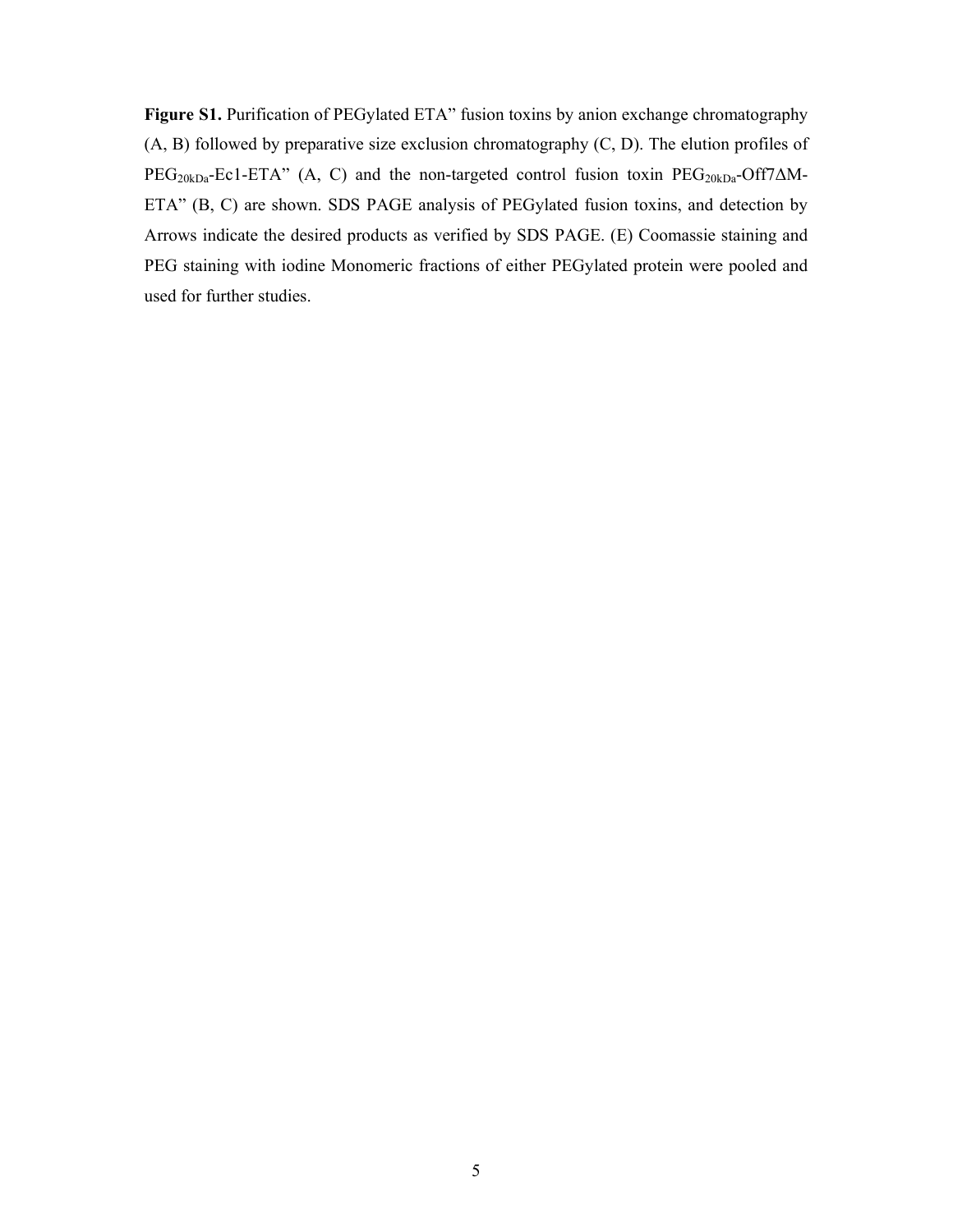**Figure S1.** Purification of PEGylated ETA" fusion toxins by anion exchange chromatography (A, B) followed by preparative size exclusion chromatography (C, D). The elution profiles of $PEG_{20kDa}$-Ec1-ETA" (A, C) and the non-targeted control fusion toxin $PEG_{20kDa}$-Off7ΔM-ETA" (B, C) are shown. SDS PAGE analysis of PEGylated fusion toxins, and detection by Arrows indicate the desired products as verified by SDS PAGE. (E) Coomassie staining and PEG staining with iodine Monomeric fractions of either PEGylated protein were pooled and used for further studies.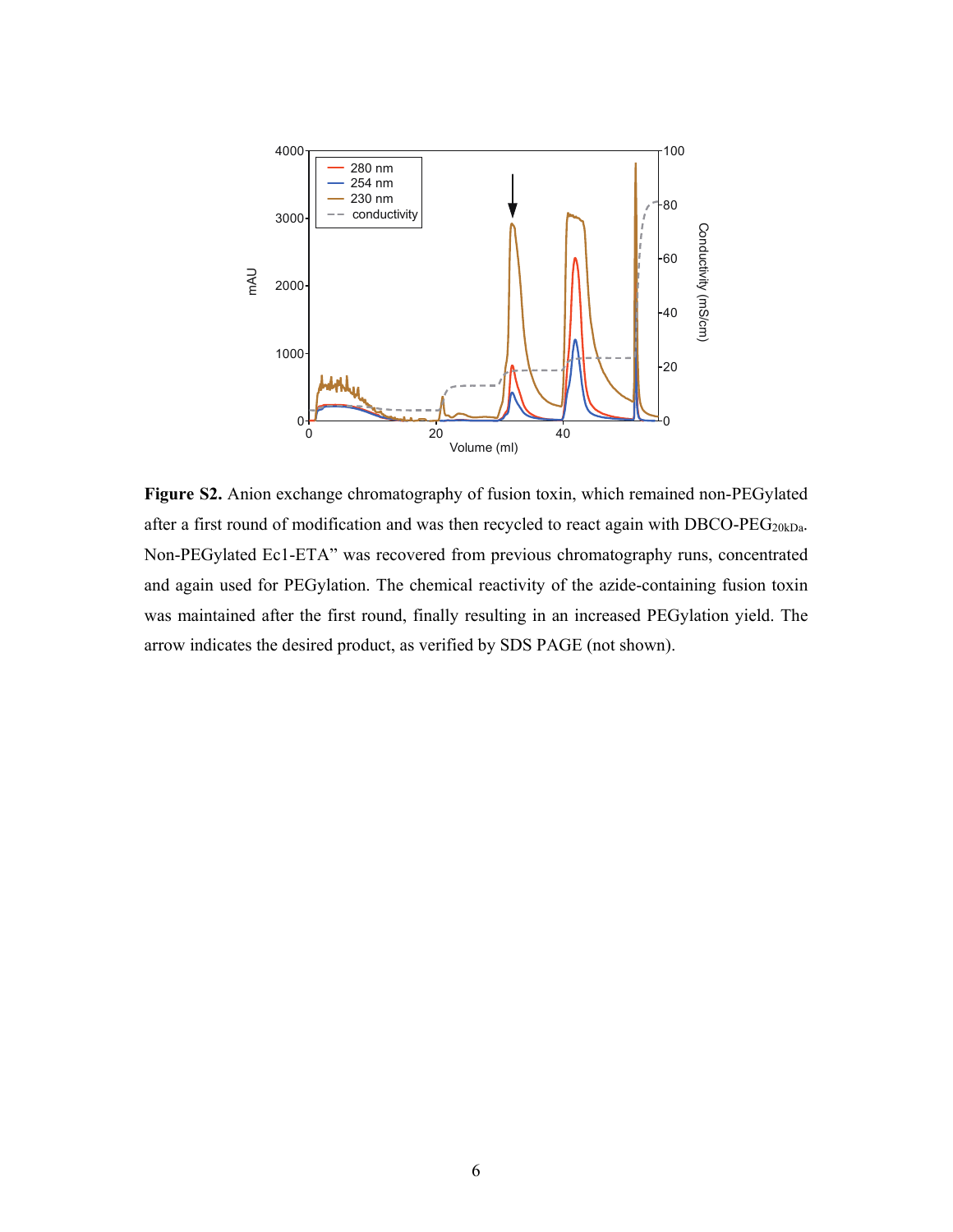**Figure S2.** Anion exchange chromatography of fusion toxin, which remained non-PEGylated after a first round of modification and was then recycled to react again with DBCO-PEG$_{20kDa}$. Non-PEGylated Ec1-ETA" was recovered from previous chromatography runs, concentrated and again used for PEGylation. The chemical reactivity of the azide-containing fusion toxin was maintained after the first round, finally resulting in an increased PEGylation yield. The arrow indicates the desired product, as verified by SDS PAGE (not shown).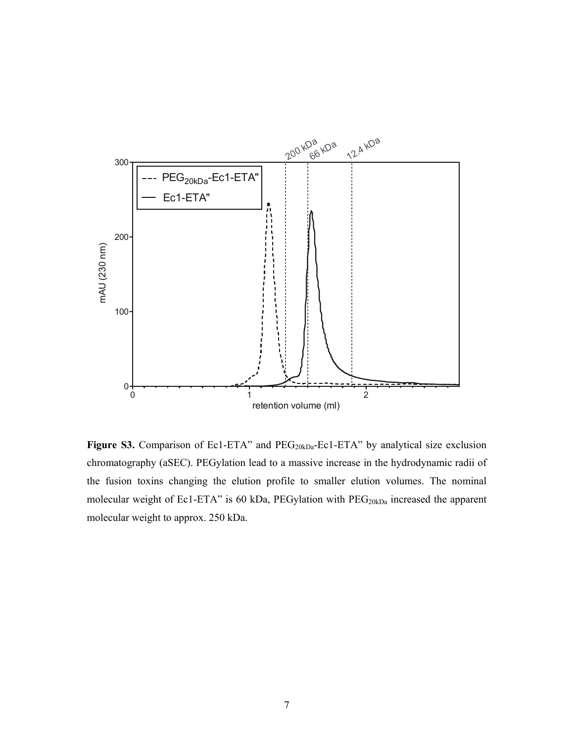**Figure S3.** Comparison of Ec1-ETA" and $PEG_{20kDa}$-Ec1-ETA" by analytical size exclusion chromatography (aSEC). PEGylation lead to a massive increase in the hydrodynamic radii of the fusion toxins changing the elution profile to smaller elution volumes. The nominal molecular weight of Ec1-ETA" is 60 kDa, PEGylation with $PEG_{20kDa}$ increased the apparent molecular weight to approx. 250 kDa.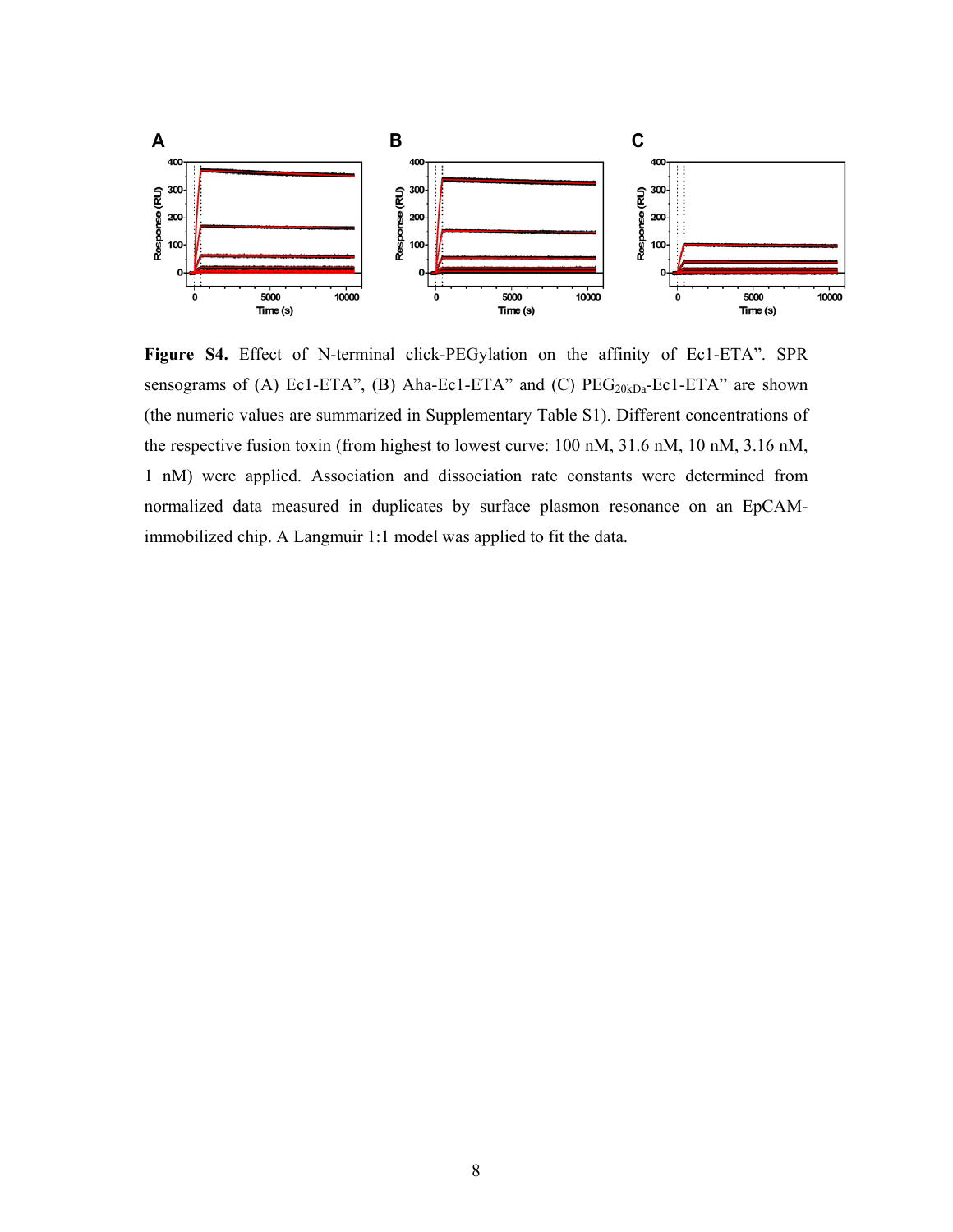**Figure S4.** Effect of N-terminal click-PEGylation on the affinity of Ec1-ETA". SPR sensograms of (A) Ec1-ETA", (B) Aha-Ec1-ETA" and (C) $PEG_{20kDa}$-Ec1-ETA" are shown (the numeric values are summarized in Supplementary Table S1). Different concentrations of the respective fusion toxin (from highest to lowest curve: 100 nM, 31.6 nM, 10 nM, 3.16 nM, 1 nM) were applied. Association and dissociation rate constants were determined from normalized data measured in duplicates by surface plasmon resonance on an EpCAM-immobilized chip. A Langmuir 1:1 model was applied to fit the data.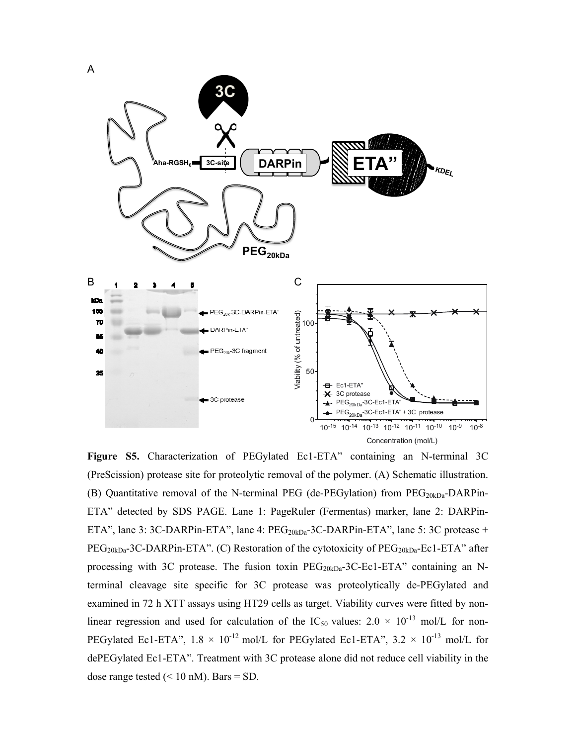**Figure S5.** Characterization of PEGylated Ec1-ETA" containing an N-terminal 3C (PreScission) protease site for proteolytic removal of the polymer. (A) Schematic illustration. (B) Quantitative removal of the N-terminal PEG (de-PEGylation) from $PEG_{20kDa}$-DARPin-ETA" detected by SDS PAGE. Lane 1: PageRuler (Fermentas) marker, lane 2: DARPin-ETA", lane 3: 3C-DARPin-ETA", lane 4: $PEG_{20kDa}$-3C-DARPin-ETA", lane 5: 3C protease + $PEG_{20kDa}$-3C-DARPin-ETA". (C) Restoration of the cytotoxicity of $PEG_{20kDa}$-Ec1-ETA" after processing with 3C protease. The fusion toxin $PEG_{20kDa}$-3C-Ec1-ETA" containing an N-terminal cleavage site specific for 3C protease was proteolytically de-PEGylated and examined in 72 h XTT assays using HT29 cells as target. Viability curves were fitted by non-linear regression and used for calculation of the $IC_{50}$ values: $2.0 \times 10^{-13}$ mol/L for non-PEGylated Ec1-ETA", $1.8 \times 10^{-12}$ mol/L for PEGylated Ec1-ETA", $3.2 \times 10^{-13}$ mol/L for dePEGylated Ec1-ETA". Treatment with 3C protease alone did not reduce cell viability in the dose range tested (< 10 nM). Bars = SD.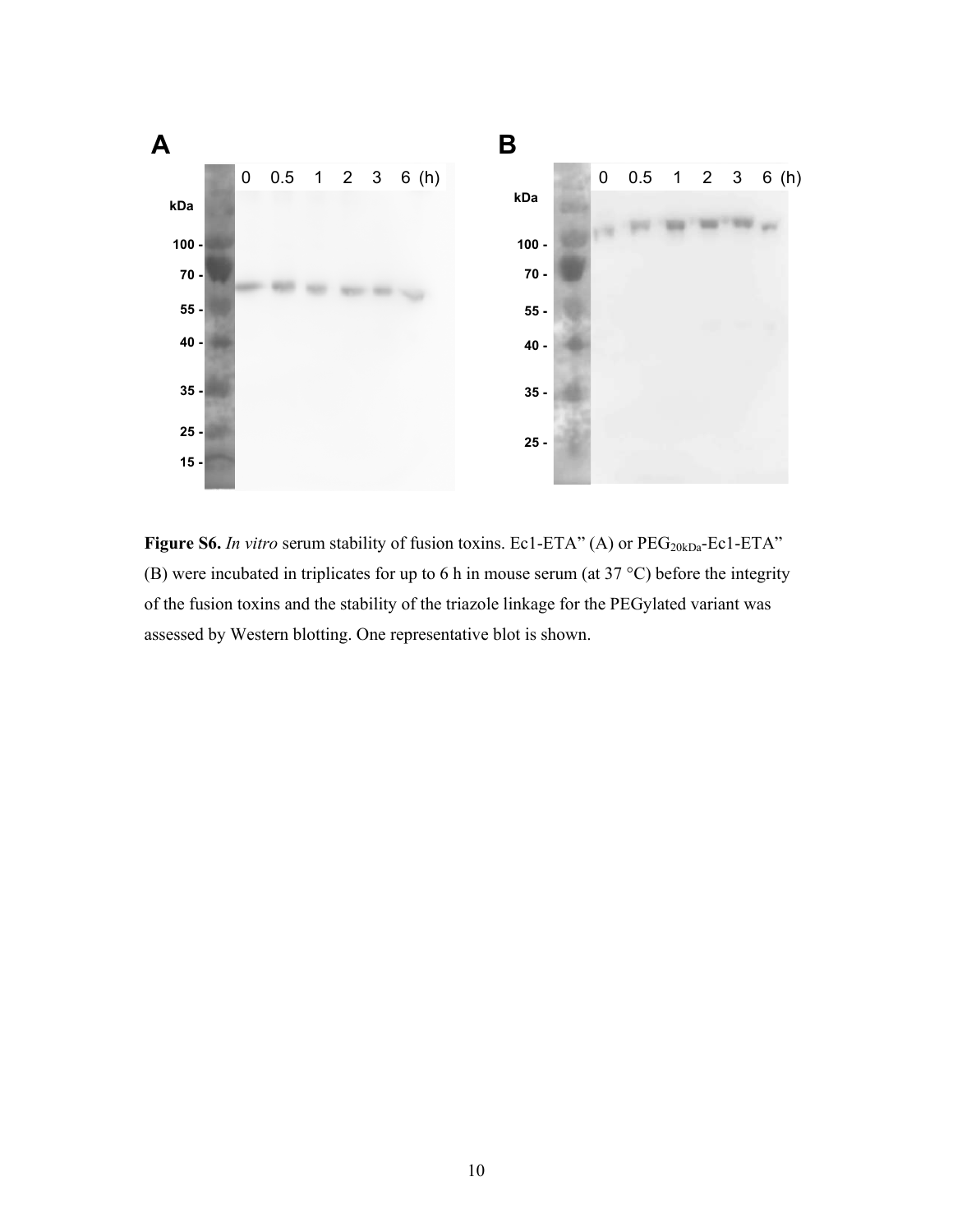A

0 0.5 1 2 3 6 (h)

kDa

100 -

70 -

55 -

40 -

35 -

25 -

15 -

B

0 0.5 1 2 3 6 (h)

kDa

100 -

70 -

55 -

40 -

35 -

25 -

**Figure S6.** *In vitro* serum stability of fusion toxins. Ec1-ETA” (A) or $PEG_{20kDa}$-Ec1-ETA” (B) were incubated in triplicates for up to 6 h in mouse serum (at 37 °C) before the integrity of the fusion toxins and the stability of the triazole linkage for the PEGylated variant was assessed by Western blotting. One representative blot is shown.